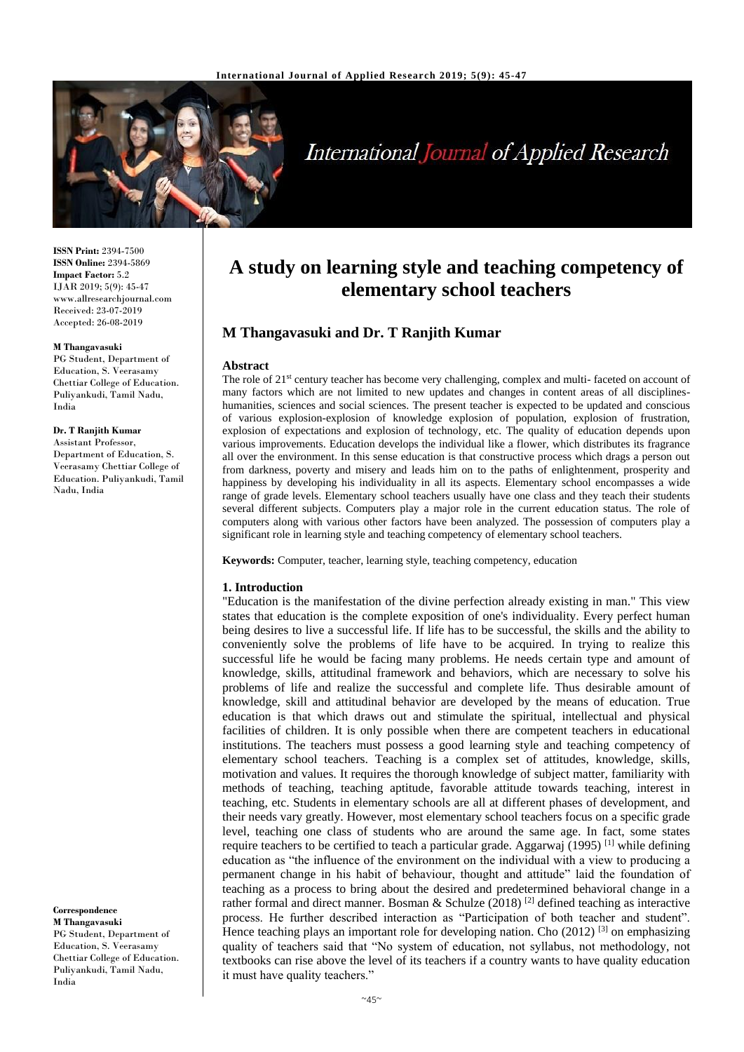**ISSN Print:** 2394-7500
**ISSN Online:** 2394-5869
**Impact Factor:** 5.2
IJAR 2019; 5(9): 45-47
www.allresearchjournal.com
Received: 23-07-2019
Accepted: 26-08-2019

**M Thangavasuki**
PG Student, Department of Education, S. Veerasamy Chettiar College of Education. Puliyankudi, Tamil Nadu, India

**Dr. T Ranjith Kumar**
Assistant Professor, Department of Education, S. Veerasamy Chettiar College of Education. Puliyankudi, Tamil Nadu, India

**Correspondence**
**M Thangavasuki**
PG Student, Department of Education, S. Veerasamy Chettiar College of Education. Puliyankudi, Tamil Nadu, India

# A study on learning style and teaching competency of elementary school teachers

## M Thangavasuki and Dr. T Ranjith Kumar

### Abstract

The role of 21st century teacher has become very challenging, complex and multi- faceted on account of many factors which are not limited to new updates and changes in content areas of all disciplines-humanities, sciences and social sciences. The present teacher is expected to be updated and conscious of various explosion-explosion of knowledge explosion of population, explosion of frustration, explosion of expectations and explosion of technology, etc. The quality of education depends upon various improvements. Education develops the individual like a flower, which distributes its fragrance all over the environment. In this sense education is that constructive process which drags a person out from darkness, poverty and misery and leads him on to the paths of enlightenment, prosperity and happiness by developing his individuality in all its aspects. Elementary school encompasses a wide range of grade levels. Elementary school teachers usually have one class and they teach their students several different subjects. Computers play a major role in the current education status. The role of computers along with various other factors have been analyzed. The possession of computers play a significant role in learning style and teaching competency of elementary school teachers.

**Keywords:** Computer, teacher, learning style, teaching competency, education

### 1. Introduction

"Education is the manifestation of the divine perfection already existing in man." This view states that education is the complete exposition of one's individuality. Every perfect human being desires to live a successful life. If life has to be successful, the skills and the ability to conveniently solve the problems of life have to be acquired. In trying to realize this successful life he would be facing many problems. He needs certain type and amount of knowledge, skills, attitudinal framework and behaviors, which are necessary to solve his problems of life and realize the successful and complete life. Thus desirable amount of knowledge, skill and attitudinal behavior are developed by the means of education. True education is that which draws out and stimulate the spiritual, intellectual and physical facilities of children. It is only possible when there are competent teachers in educational institutions. The teachers must possess a good learning style and teaching competency of elementary school teachers. Teaching is a complex set of attitudes, knowledge, skills, motivation and values. It requires the thorough knowledge of subject matter, familiarity with methods of teaching, teaching aptitude, favorable attitude towards teaching, interest in teaching, etc. Students in elementary schools are all at different phases of development, and their needs vary greatly. However, most elementary school teachers focus on a specific grade level, teaching one class of students who are around the same age. In fact, some states require teachers to be certified to teach a particular grade. Aggarwaj (1995) [1] while defining education as "the influence of the environment on the individual with a view to producing a permanent change in his habit of behaviour, thought and attitude" laid the foundation of teaching as a process to bring about the desired and predetermined behavioral change in a rather formal and direct manner. Bosman & Schulze (2018) [2] defined teaching as interactive process. He further described interaction as "Participation of both teacher and student". Hence teaching plays an important role for developing nation. Cho (2012) [3] on emphasizing quality of teachers said that "No system of education, not syllabus, not methodology, not textbooks can rise above the level of its teachers if a country wants to have quality education it must have quality teachers."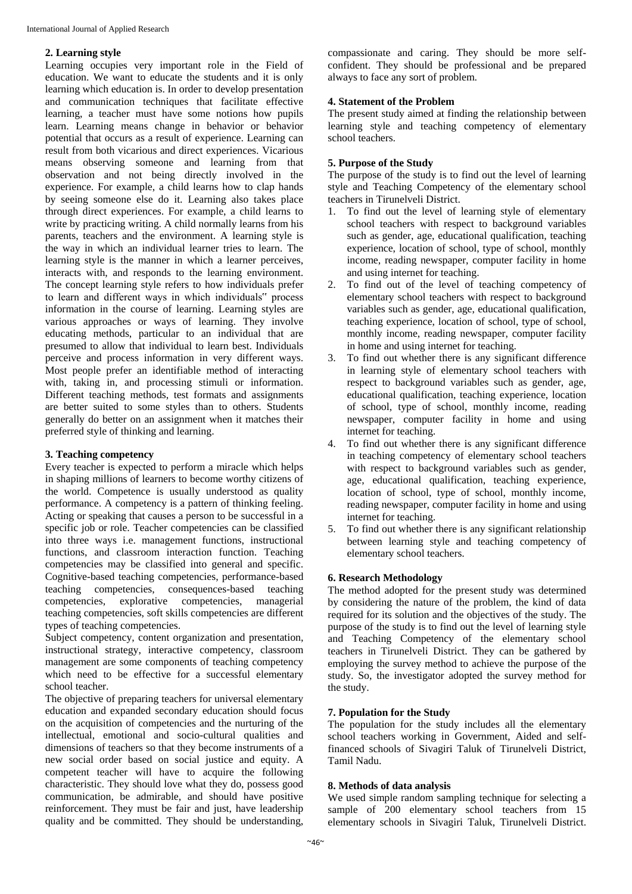## 2. Learning style

Learning occupies very important role in the Field of education. We want to educate the students and it is only learning which education is. In order to develop presentation and communication techniques that facilitate effective learning, a teacher must have some notions how pupils learn. Learning means change in behavior or behavior potential that occurs as a result of experience. Learning can result from both vicarious and direct experiences. Vicarious means observing someone and learning from that observation and not being directly involved in the experience. For example, a child learns how to clap hands by seeing someone else do it. Learning also takes place through direct experiences. For example, a child learns to write by practicing writing. A child normally learns from his parents, teachers and the environment. A learning style is the way in which an individual learner tries to learn. The learning style is the manner in which a learner perceives, interacts with, and responds to the learning environment. The concept learning style refers to how individuals prefer to learn and different ways in which individuals" process information in the course of learning. Learning styles are various approaches or ways of learning. They involve educating methods, particular to an individual that are presumed to allow that individual to learn best. Individuals perceive and process information in very different ways. Most people prefer an identifiable method of interacting with, taking in, and processing stimuli or information. Different teaching methods, test formats and assignments are better suited to some styles than to others. Students generally do better on an assignment when it matches their preferred style of thinking and learning.

## 3. Teaching competency

Every teacher is expected to perform a miracle which helps in shaping millions of learners to become worthy citizens of the world. Competence is usually understood as quality performance. A competency is a pattern of thinking feeling. Acting or speaking that causes a person to be successful in a specific job or role. Teacher competencies can be classified into three ways i.e. management functions, instructional functions, and classroom interaction function. Teaching competencies may be classified into general and specific. Cognitive-based teaching competencies, performance-based teaching competencies, consequences-based teaching competencies, explorative competencies, managerial teaching competencies, soft skills competencies are different types of teaching competencies.

Subject competency, content organization and presentation, instructional strategy, interactive competency, classroom management are some components of teaching competency which need to be effective for a successful elementary school teacher.

The objective of preparing teachers for universal elementary education and expanded secondary education should focus on the acquisition of competencies and the nurturing of the intellectual, emotional and socio-cultural qualities and dimensions of teachers so that they become instruments of a new social order based on social justice and equity. A competent teacher will have to acquire the following characteristic. They should love what they do, possess good communication, be admirable, and should have positive reinforcement. They must be fair and just, have leadership quality and be committed. They should be understanding, compassionate and caring. They should be more self-confident. They should be professional and be prepared always to face any sort of problem.

## 4. Statement of the Problem

The present study aimed at finding the relationship between learning style and teaching competency of elementary school teachers.

## 5. Purpose of the Study

The purpose of the study is to find out the level of learning style and Teaching Competency of the elementary school teachers in Tirunelveli District.

1. To find out the level of learning style of elementary school teachers with respect to background variables such as gender, age, educational qualification, teaching experience, location of school, type of school, monthly income, reading newspaper, computer facility in home and using internet for teaching.
2. To find out of the level of teaching competency of elementary school teachers with respect to background variables such as gender, age, educational qualification, teaching experience, location of school, type of school, monthly income, reading newspaper, computer facility in home and using internet for teaching.
3. To find out whether there is any significant difference in learning style of elementary school teachers with respect to background variables such as gender, age, educational qualification, teaching experience, location of school, type of school, monthly income, reading newspaper, computer facility in home and using internet for teaching.
4. To find out whether there is any significant difference in teaching competency of elementary school teachers with respect to background variables such as gender, age, educational qualification, teaching experience, location of school, type of school, monthly income, reading newspaper, computer facility in home and using internet for teaching.
5. To find out whether there is any significant relationship between learning style and teaching competency of elementary school teachers.

## 6. Research Methodology

The method adopted for the present study was determined by considering the nature of the problem, the kind of data required for its solution and the objectives of the study. The purpose of the study is to find out the level of learning style and Teaching Competency of the elementary school teachers in Tirunelveli District. They can be gathered by employing the survey method to achieve the purpose of the study. So, the investigator adopted the survey method for the study.

## 7. Population for the Study

The population for the study includes all the elementary school teachers working in Government, Aided and self-financed schools of Sivagiri Taluk of Tirunelveli District, Tamil Nadu.

## 8. Methods of data analysis

We used simple random sampling technique for selecting a sample of 200 elementary school teachers from 15 elementary schools in Sivagiri Taluk, Tirunelveli District.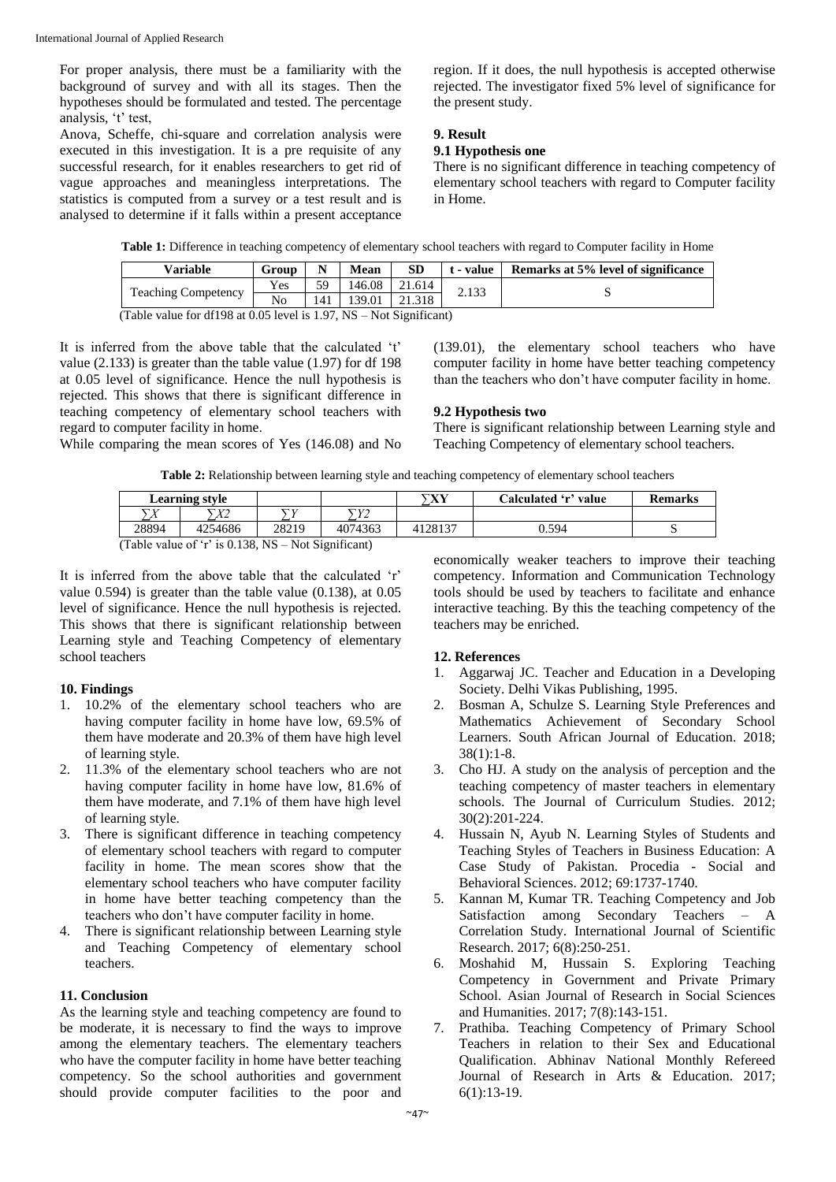For proper analysis, there must be a familiarity with the background of survey and with all its stages. Then the hypotheses should be formulated and tested. The percentage analysis, 't' test,

Anova, Scheffe, chi-square and correlation analysis were executed in this investigation. It is a pre requisite of any successful research, for it enables researchers to get rid of vague approaches and meaningless interpretations. The statistics is computed from a survey or a test result and is analysed to determine if it falls within a present acceptance region. If it does, the null hypothesis is accepted otherwise rejected. The investigator fixed 5% level of significance for the present study.

## 9. Result

### 9.1 Hypothesis one

There is no significant difference in teaching competency of elementary school teachers with regard to Computer facility in Home.

**Table 1:** Difference in teaching competency of elementary school teachers with regard to Computer facility in Home

| Variable | Group | N | Mean | SD | t - value | Remarks at 5% level of significance |
|---|---|---|---|---|---|---|
| Teaching Competency | Yes | 59 | 146.08 | 21.614 | 2.133 | S |
| | No | 141 | 139.01 | 21.318 | | |

(Table value for df198 at 0.05 level is 1.97, NS – Not Significant)

It is inferred from the above table that the calculated 't' value (2.133) is greater than the table value (1.97) for df 198 at 0.05 level of significance. Hence the null hypothesis is rejected. This shows that there is significant difference in teaching competency of elementary school teachers with regard to computer facility in home.

While comparing the mean scores of Yes (146.08) and No (139.01), the elementary school teachers who have computer facility in home have better teaching competency than the teachers who don't have computer facility in home.

### 9.2 Hypothesis two

There is significant relationship between Learning style and Teaching Competency of elementary school teachers.

**Table 2:** Relationship between learning style and teaching competency of elementary school teachers

| Learning style | | | | $\sum XY$ | Calculated 'r' value | Remarks |
|---|---|---|---|---|---|---|
| $\sum X$ | $\sum X2$ | $\sum Y$ | $\sum Y2$ | | | |
| 28894 | 4254686 | 28219 | 4074363 | 4128137 | 0.594 | S |

(Table value of 'r' is 0.138, NS – Not Significant)

It is inferred from the above table that the calculated 'r' value 0.594) is greater than the table value (0.138), at 0.05 level of significance. Hence the null hypothesis is rejected. This shows that there is significant relationship between Learning style and Teaching Competency of elementary school teachers

## 10. Findings

1. 10.2% of the elementary school teachers who are having computer facility in home have low, 69.5% of them have moderate and 20.3% of them have high level of learning style.
2. 11.3% of the elementary school teachers who are not having computer facility in home have low, 81.6% of them have moderate, and 7.1% of them have high level of learning style.
3. There is significant difference in teaching competency of elementary school teachers with regard to computer facility in home. The mean scores show that the elementary school teachers who have computer facility in home have better teaching competency than the teachers who don't have computer facility in home.
4. There is significant relationship between Learning style and Teaching Competency of elementary school teachers.

## 11. Conclusion

As the learning style and teaching competency are found to be moderate, it is necessary to find the ways to improve among the elementary teachers. The elementary teachers who have the computer facility in home have better teaching competency. So the school authorities and government should provide computer facilities to the poor and economically weaker teachers to improve their teaching competency. Information and Communication Technology tools should be used by teachers to facilitate and enhance interactive teaching. By this the teaching competency of the teachers may be enriched.

## 12. References

1. Aggarwaj JC. Teacher and Education in a Developing Society. Delhi Vikas Publishing, 1995.
2. Bosman A, Schulze S. Learning Style Preferences and Mathematics Achievement of Secondary School Learners. South African Journal of Education. 2018; 38(1):1-8.
3. Cho HJ. A study on the analysis of perception and the teaching competency of master teachers in elementary schools. The Journal of Curriculum Studies. 2012; 30(2):201-224.
4. Hussain N, Ayub N. Learning Styles of Students and Teaching Styles of Teachers in Business Education: A Case Study of Pakistan. Procedia - Social and Behavioral Sciences. 2012; 69:1737-1740.
5. Kannan M, Kumar TR. Teaching Competency and Job Satisfaction among Secondary Teachers – A Correlation Study. International Journal of Scientific Research. 2017; 6(8):250-251.
6. Moshahid M, Hussain S. Exploring Teaching Competency in Government and Private Primary School. Asian Journal of Research in Social Sciences and Humanities. 2017; 7(8):143-151.
7. Prathiba. Teaching Competency of Primary School Teachers in relation to their Sex and Educational Qualification. Abhinav National Monthly Refereed Journal of Research in Arts & Education. 2017; 6(1):13-19.